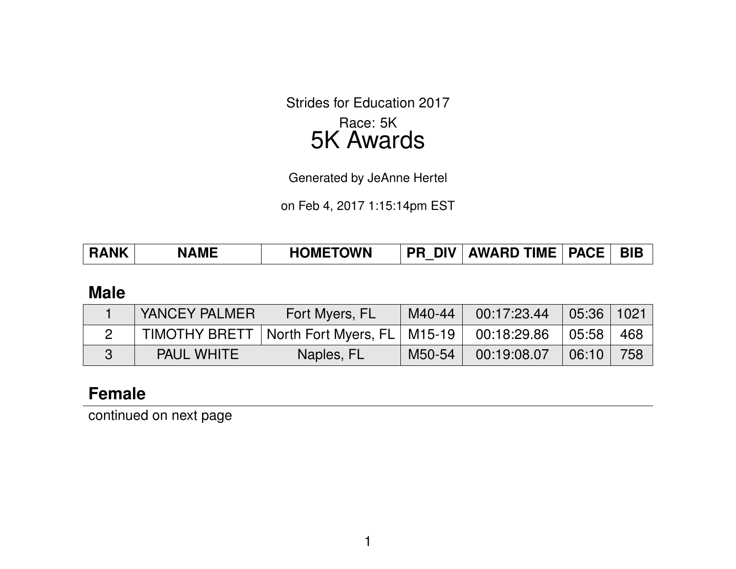Strides for Education 2017

Race: 5K

# 5K Awards

Generated by JeAnne Hertel

on Feb 4, 2017 1:15:14pm EST

| RANK | NAME | HOMETOWN | PR_DIV | AWARD TIME | PACE | BIB |
|---|---|---|---|---|---|---|

## Male

| RANK | NAME | HOMETOWN | PR_DIV | AWARD TIME | PACE | BIB |
|---|---|---|---|---|---|---|
| 1 | YANCEY PALMER | Fort Myers, FL | M40-44 | 00:17:23.44 | 05:36 | 1021 |
| 2 | TIMOTHY BRETT | North Fort Myers, FL | M15-19 | 00:18:29.86 | 05:58 | 468 |
| 3 | PAUL WHITE | Naples, FL | M50-54 | 00:19:08.07 | 06:10 | 758 |

## Female

continued on next page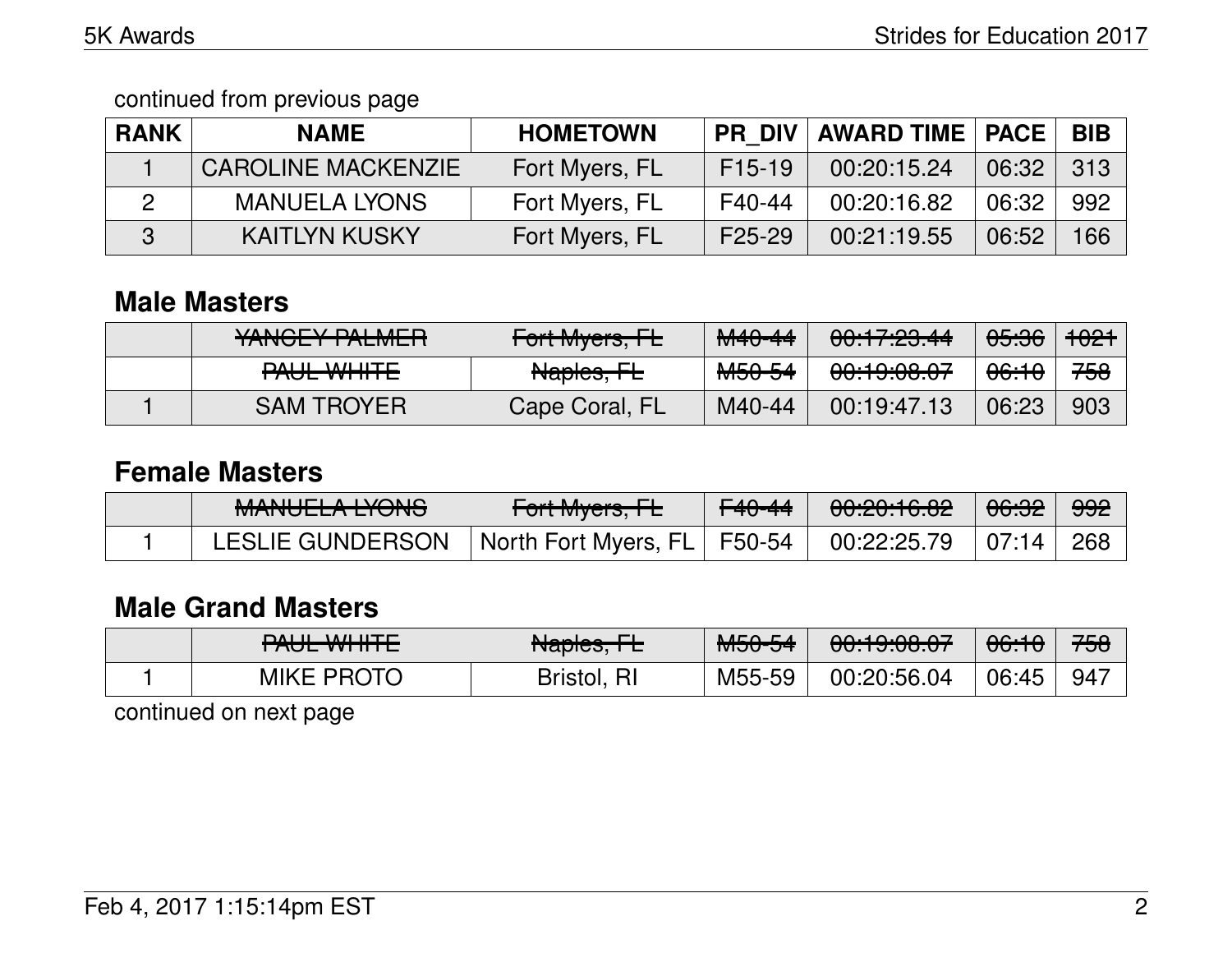continued from previous page

| RANK | NAME | HOMETOWN | PR_DIV | AWARD TIME | PACE | BIB |
|---|---|---|---|---|---|---|
| 1 | CAROLINE MACKENZIE | Fort Myers, FL | F15-19 | 00:20:15.24 | 06:32 | 313 |
| 2 | MANUELA LYONS | Fort Myers, FL | F40-44 | 00:20:16.82 | 06:32 | 992 |
| 3 | KAITLYN KUSKY | Fort Myers, FL | F25-29 | 00:21:19.55 | 06:52 | 166 |

## Male Masters

| RANK | NAME | HOMETOWN | PR_DIV | AWARD TIME | PACE | BIB |
|---|---|---|---|---|---|---|
| | ~~YANCEY PALMER~~ | ~~Fort Myers, FL~~ | ~~M40-44~~ | ~~00:17:23.44~~ | ~~05:36~~ | ~~1021~~ |
| | ~~PAUL WHITE~~ | ~~Naples, FL~~ | ~~M50-54~~ | ~~00:19:08.07~~ | ~~06:10~~ | ~~758~~ |
| 1 | SAM TROYER | Cape Coral, FL | M40-44 | 00:19:47.13 | 06:23 | 903 |

## Female Masters

| RANK | NAME | HOMETOWN | PR_DIV | AWARD TIME | PACE | BIB |
|---|---|---|---|---|---|---|
| | ~~MANUELA LYONS~~ | ~~Fort Myers, FL~~ | ~~F40-44~~ | ~~00:20:16.82~~ | ~~06:32~~ | ~~992~~ |
| 1 | LESLIE GUNDERSON | North Fort Myers, FL | F50-54 | 00:22:25.79 | 07:14 | 268 |

## Male Grand Masters

| RANK | NAME | HOMETOWN | PR_DIV | AWARD TIME | PACE | BIB |
|---|---|---|---|---|---|---|
| | ~~PAUL WHITE~~ | ~~Naples, FL~~ | ~~M50-54~~ | ~~00:19:08.07~~ | ~~06:10~~ | ~~758~~ |
| 1 | MIKE PROTO | Bristol, RI | M55-59 | 00:20:56.04 | 06:45 | 947 |

continued on next page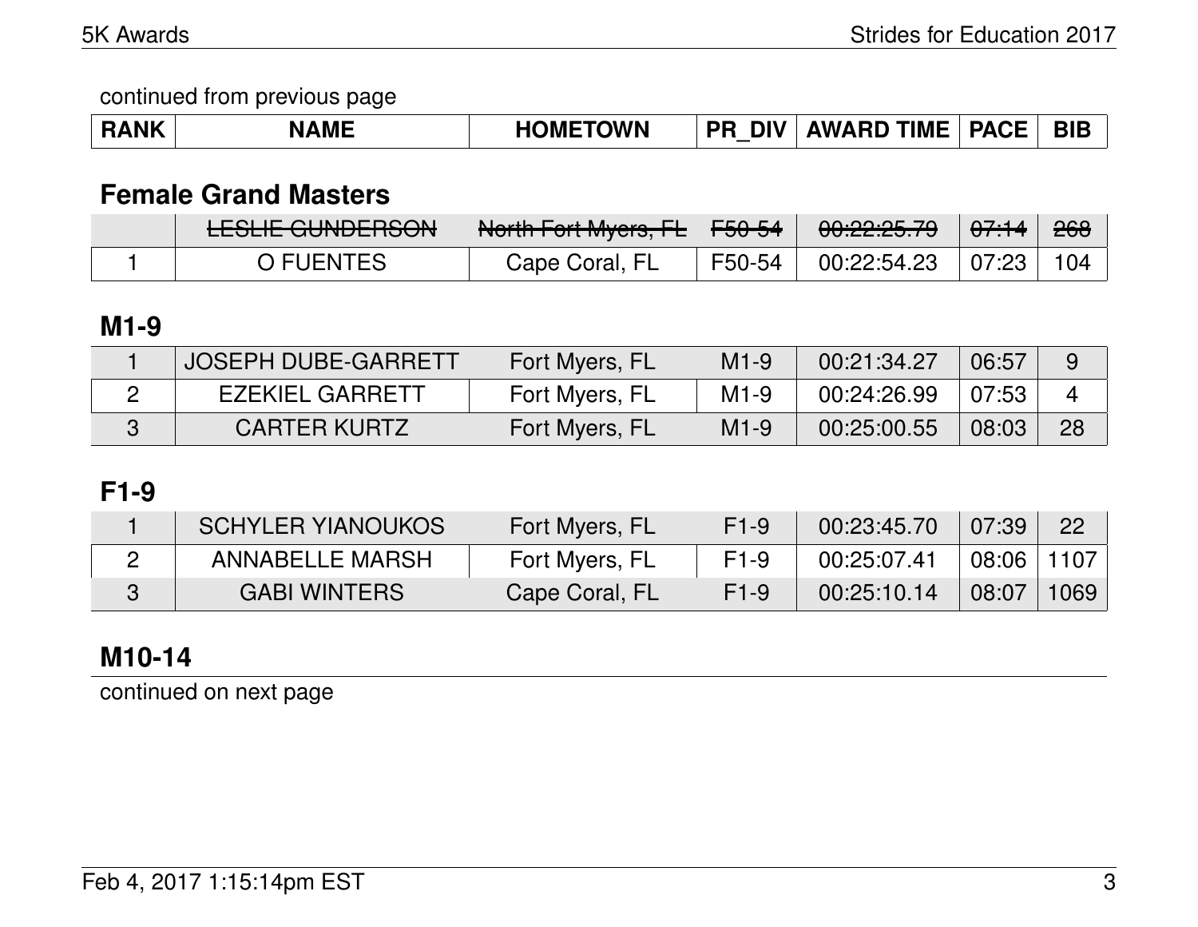continued from previous page

| RANK | NAME | HOMETOWN | PR_DIV | AWARD TIME | PACE | BIB |
|---|---|---|---|---|---|---|

## Female Grand Masters

| RANK | NAME | HOMETOWN | PR_DIV | AWARD TIME | PACE | BIB |
|---|---|---|---|---|---|---|
| | ~~LESLIE GUNDERSON~~ | ~~North Fort Myers, FL~~ | ~~F50-54~~ | ~~00:22:25.79~~ | ~~07:14~~ | ~~268~~ |
| 1 | O FUENTES | Cape Coral, FL | F50-54 | 00:22:54.23 | 07:23 | 104 |

## M1-9

| RANK | NAME | HOMETOWN | PR_DIV | AWARD TIME | PACE | BIB |
|---|---|---|---|---|---|---|
| 1 | JOSEPH DUBE-GARRETT | Fort Myers, FL | M1-9 | 00:21:34.27 | 06:57 | 9 |
| 2 | EZEKIEL GARRETT | Fort Myers, FL | M1-9 | 00:24:26.99 | 07:53 | 4 |
| 3 | CARTER KURTZ | Fort Myers, FL | M1-9 | 00:25:00.55 | 08:03 | 28 |

## F1-9

| RANK | NAME | HOMETOWN | PR_DIV | AWARD TIME | PACE | BIB |
|---|---|---|---|---|---|---|
| 1 | SCHYLER YIANOUKOS | Fort Myers, FL | F1-9 | 00:23:45.70 | 07:39 | 22 |
| 2 | ANNABELLE MARSH | Fort Myers, FL | F1-9 | 00:25:07.41 | 08:06 | 1107 |
| 3 | GABI WINTERS | Cape Coral, FL | F1-9 | 00:25:10.14 | 08:07 | 1069 |

## M10-14

continued on next page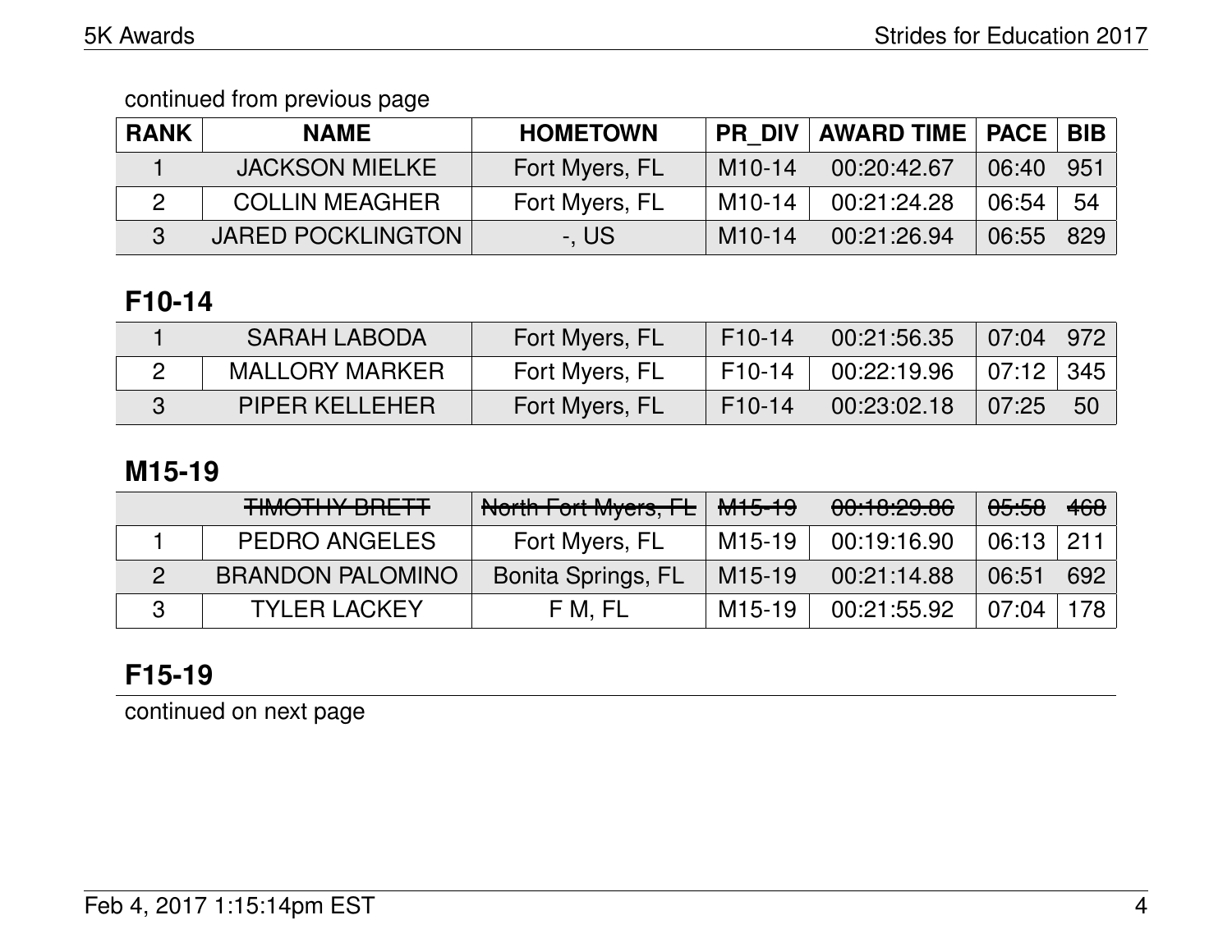continued from previous page

| RANK | NAME | HOMETOWN | PR_DIV | AWARD TIME | PACE | BIB |
|---|---|---|---|---|---|---|
| 1 | JACKSON MIELKE | Fort Myers, FL | M10-14 | 00:20:42.67 | 06:40 | 951 |
| 2 | COLLIN MEAGHER | Fort Myers, FL | M10-14 | 00:21:24.28 | 06:54 | 54 |
| 3 | JARED POCKLINGTON | -, US | M10-14 | 00:21:26.94 | 06:55 | 829 |

## F10-14

| RANK | NAME | HOMETOWN | PR_DIV | AWARD TIME | PACE | BIB |
|---|---|---|---|---|---|---|
| 1 | SARAH LABODA | Fort Myers, FL | F10-14 | 00:21:56.35 | 07:04 | 972 |
| 2 | MALLORY MARKER | Fort Myers, FL | F10-14 | 00:22:19.96 | 07:12 | 345 |
| 3 | PIPER KELLEHER | Fort Myers, FL | F10-14 | 00:23:02.18 | 07:25 | 50 |

## M15-19

| RANK | NAME | HOMETOWN | PR_DIV | AWARD TIME | PACE | BIB |
|---|---|---|---|---|---|---|
| | ~~TIMOTHY BRETT~~ | ~~North Fort Myers, FL~~ | ~~M15-19~~ | ~~00:18:29.86~~ | ~~05:58~~ | ~~468~~ |
| 1 | PEDRO ANGELES | Fort Myers, FL | M15-19 | 00:19:16.90 | 06:13 | 211 |
| 2 | BRANDON PALOMINO | Bonita Springs, FL | M15-19 | 00:21:14.88 | 06:51 | 692 |
| 3 | TYLER LACKEY | F M, FL | M15-19 | 00:21:55.92 | 07:04 | 178 |

## F15-19

continued on next page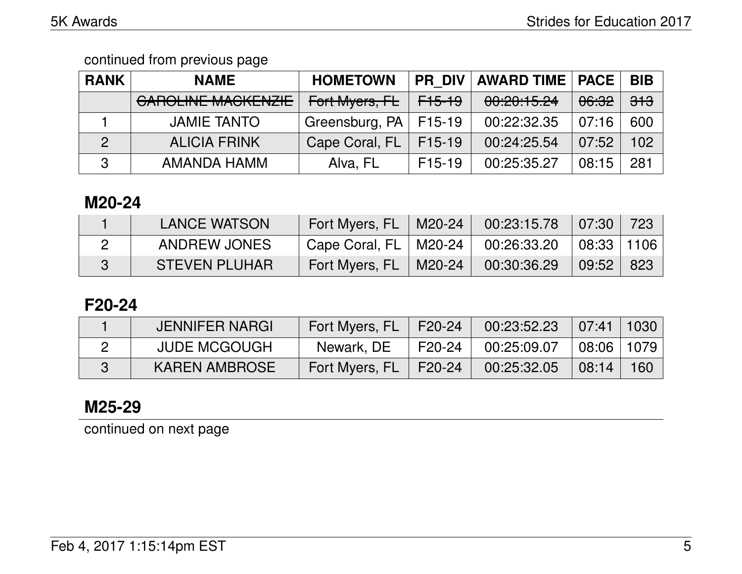continued from previous page

| RANK | NAME | HOMETOWN | PR_DIV | AWARD TIME | PACE | BIB |
|---|---|---|---|---|---|---|
| | ~~CAROLINE MACKENZIE~~ | ~~Fort Myers, FL~~ | ~~F15-19~~ | ~~00:20:15.24~~ | ~~06:32~~ | ~~313~~ |
| 1 | JAMIE TANTO | Greensburg, PA | F15-19 | 00:22:32.35 | 07:16 | 600 |
| 2 | ALICIA FRINK | Cape Coral, FL | F15-19 | 00:24:25.54 | 07:52 | 102 |
| 3 | AMANDA HAMM | Alva, FL | F15-19 | 00:25:35.27 | 08:15 | 281 |

## M20-24

| RANK | NAME | HOMETOWN | PR_DIV | AWARD TIME | PACE | BIB |
|---|---|---|---|---|---|---|
| 1 | LANCE WATSON | Fort Myers, FL | M20-24 | 00:23:15.78 | 07:30 | 723 |
| 2 | ANDREW JONES | Cape Coral, FL | M20-24 | 00:26:33.20 | 08:33 | 1106 |
| 3 | STEVEN PLUHAR | Fort Myers, FL | M20-24 | 00:30:36.29 | 09:52 | 823 |

## F20-24

| RANK | NAME | HOMETOWN | PR_DIV | AWARD TIME | PACE | BIB |
|---|---|---|---|---|---|---|
| 1 | JENNIFER NARGI | Fort Myers, FL | F20-24 | 00:23:52.23 | 07:41 | 1030 |
| 2 | JUDE MCGOUGH | Newark, DE | F20-24 | 00:25:09.07 | 08:06 | 1079 |
| 3 | KAREN AMBROSE | Fort Myers, FL | F20-24 | 00:25:32.05 | 08:14 | 160 |

## M25-29

continued on next page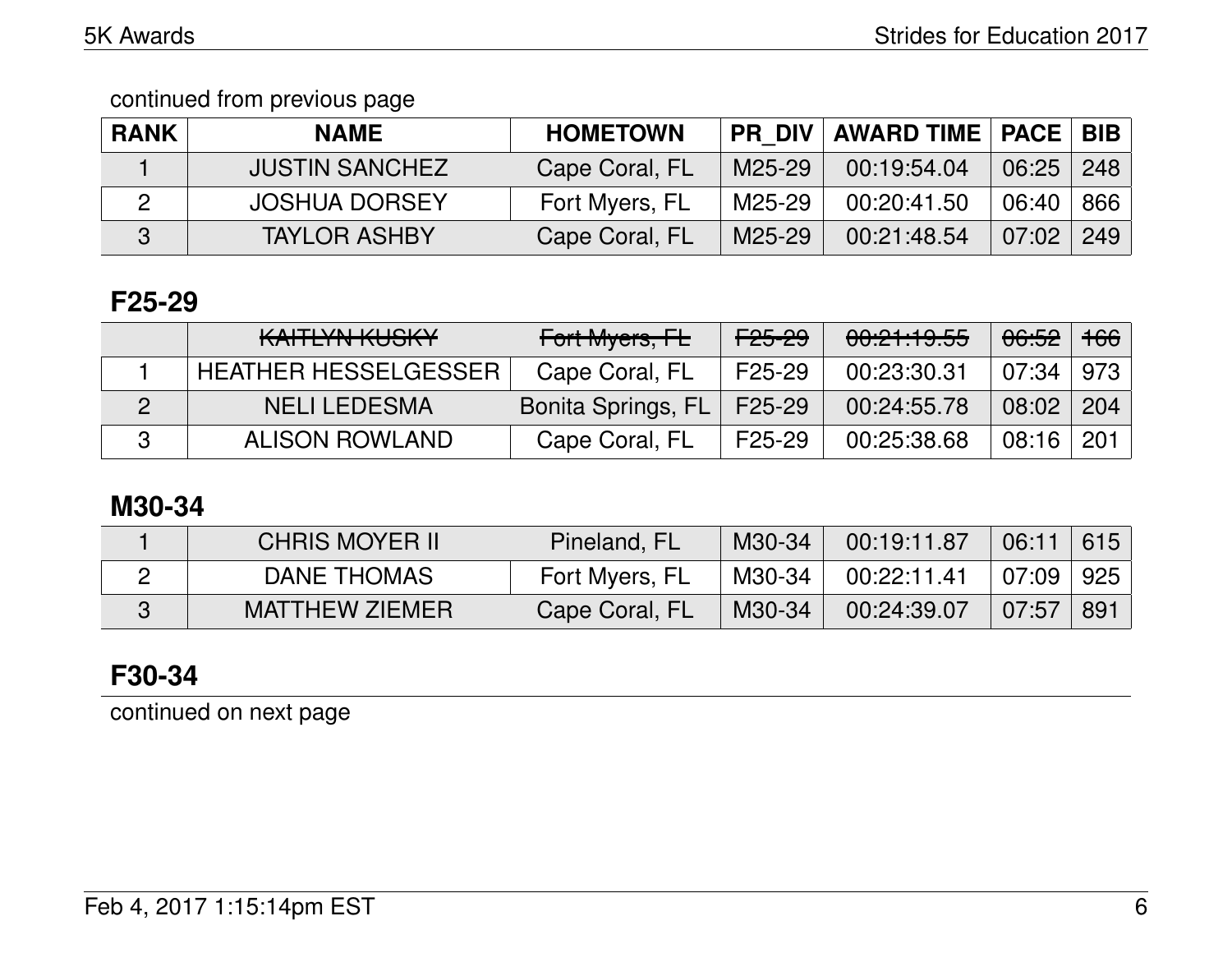continued from previous page

| RANK | NAME | HOMETOWN | PR_DIV | AWARD TIME | PACE | BIB |
|---|---|---|---|---|---|---|
| 1 | JUSTIN SANCHEZ | Cape Coral, FL | M25-29 | 00:19:54.04 | 06:25 | 248 |
| 2 | JOSHUA DORSEY | Fort Myers, FL | M25-29 | 00:20:41.50 | 06:40 | 866 |
| 3 | TAYLOR ASHBY | Cape Coral, FL | M25-29 | 00:21:48.54 | 07:02 | 249 |

## F25-29

| RANK | NAME | HOMETOWN | PR_DIV | AWARD TIME | PACE | BIB |
|---|---|---|---|---|---|---|
| | ~~KAITLYN KUSKY~~ | ~~Fort Myers, FL~~ | ~~F25-29~~ | ~~00:21:19.55~~ | ~~06:52~~ | ~~166~~ |
| 1 | HEATHER HESSELGESSER | Cape Coral, FL | F25-29 | 00:23:30.31 | 07:34 | 973 |
| 2 | NELI LEDESMA | Bonita Springs, FL | F25-29 | 00:24:55.78 | 08:02 | 204 |
| 3 | ALISON ROWLAND | Cape Coral, FL | F25-29 | 00:25:38.68 | 08:16 | 201 |

## M30-34

| RANK | NAME | HOMETOWN | PR_DIV | AWARD TIME | PACE | BIB |
|---|---|---|---|---|---|---|
| 1 | CHRIS MOYER II | Pineland, FL | M30-34 | 00:19:11.87 | 06:11 | 615 |
| 2 | DANE THOMAS | Fort Myers, FL | M30-34 | 00:22:11.41 | 07:09 | 925 |
| 3 | MATTHEW ZIEMER | Cape Coral, FL | M30-34 | 00:24:39.07 | 07:57 | 891 |

## F30-34

continued on next page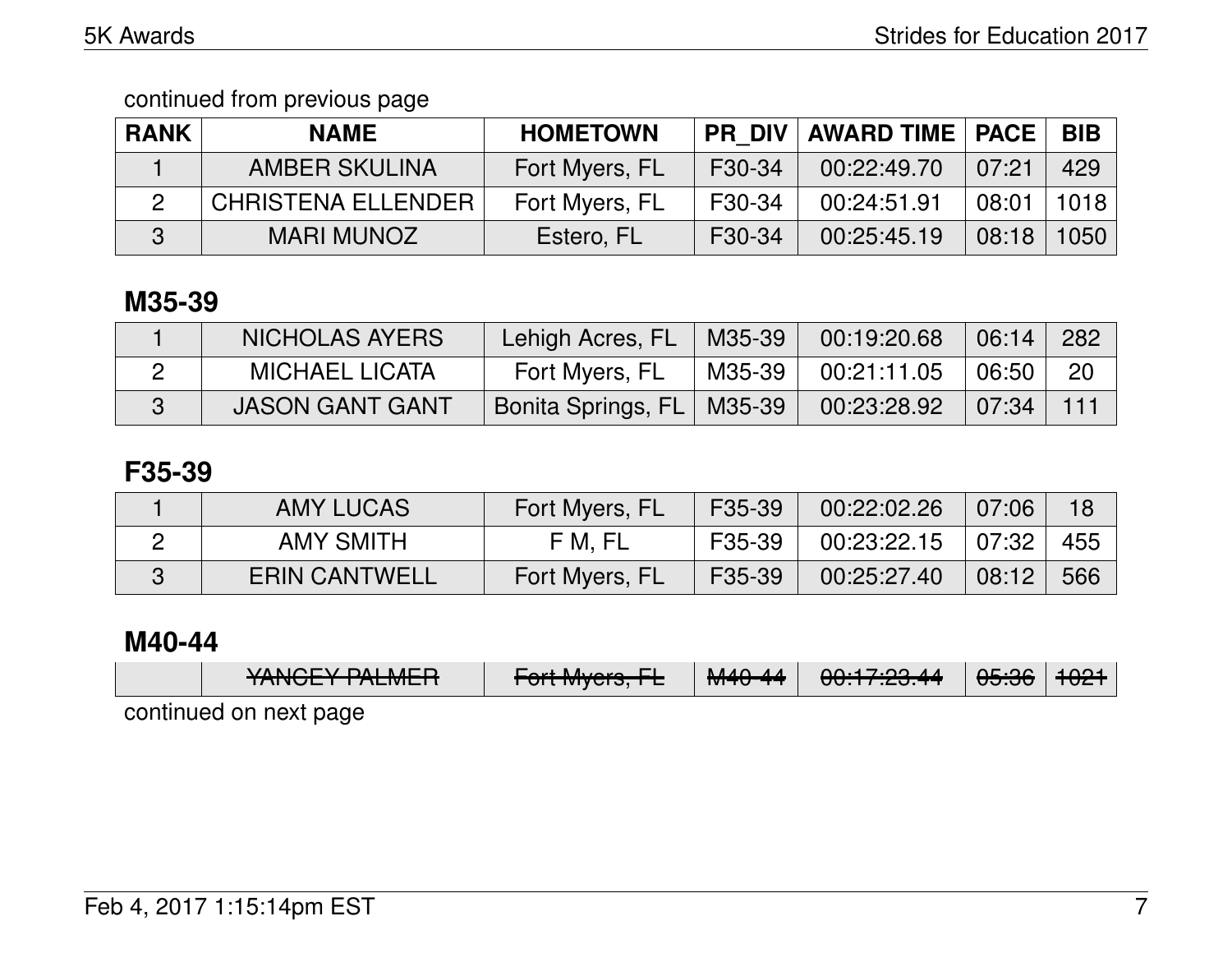continued from previous page

| RANK | NAME | HOMETOWN | PR_DIV | AWARD TIME | PACE | BIB |
|---|---|---|---|---|---|---|
| 1 | AMBER SKULINA | Fort Myers, FL | F30-34 | 00:22:49.70 | 07:21 | 429 |
| 2 | CHRISTENA ELLENDER | Fort Myers, FL | F30-34 | 00:24:51.91 | 08:01 | 1018 |
| 3 | MARI MUNOZ | Estero, FL | F30-34 | 00:25:45.19 | 08:18 | 1050 |

## M35-39

| RANK | NAME | HOMETOWN | PR_DIV | AWARD TIME | PACE | BIB |
|---|---|---|---|---|---|---|
| 1 | NICHOLAS AYERS | Lehigh Acres, FL | M35-39 | 00:19:20.68 | 06:14 | 282 |
| 2 | MICHAEL LICATA | Fort Myers, FL | M35-39 | 00:21:11.05 | 06:50 | 20 |
| 3 | JASON GANT GANT | Bonita Springs, FL | M35-39 | 00:23:28.92 | 07:34 | 111 |

## F35-39

| RANK | NAME | HOMETOWN | PR_DIV | AWARD TIME | PACE | BIB |
|---|---|---|---|---|---|---|
| 1 | AMY LUCAS | Fort Myers, FL | F35-39 | 00:22:02.26 | 07:06 | 18 |
| 2 | AMY SMITH | F M, FL | F35-39 | 00:23:22.15 | 07:32 | 455 |
| 3 | ERIN CANTWELL | Fort Myers, FL | F35-39 | 00:25:27.40 | 08:12 | 566 |

## M40-44

| RANK | NAME | HOMETOWN | PR_DIV | AWARD TIME | PACE | BIB |
|---|---|---|---|---|---|---|
| | ~~YANCEY PALMER~~ | ~~Fort Myers, FL~~ | ~~M40-44~~ | ~~00:17:23.44~~ | ~~05:36~~ | ~~1021~~ |

continued on next page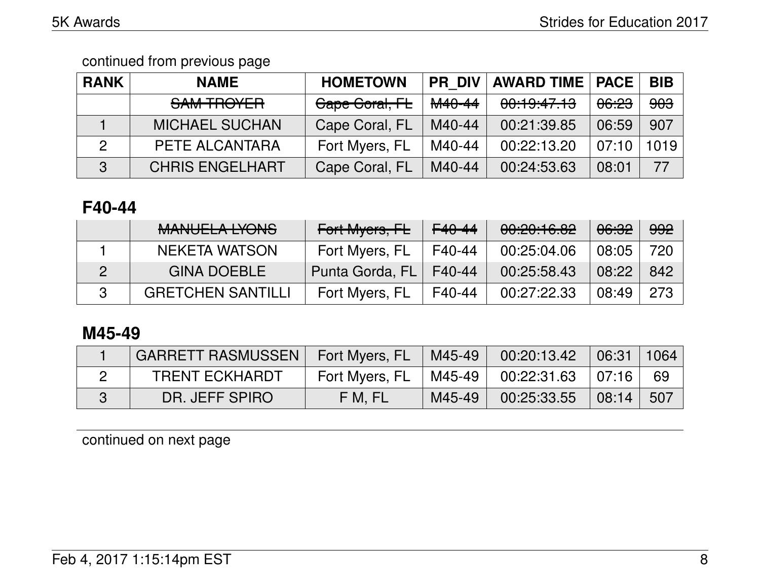continued from previous page

| RANK | NAME | HOMETOWN | PR_DIV | AWARD TIME | PACE | BIB |
|---|---|---|---|---|---|---|
| | ~~SAM TROYER~~ | ~~Cape Coral, FL~~ | ~~M40-44~~ | ~~00:19:47.13~~ | ~~06:23~~ | ~~903~~ |
| 1 | MICHAEL SUCHAN | Cape Coral, FL | M40-44 | 00:21:39.85 | 06:59 | 907 |
| 2 | PETE ALCANTARA | Fort Myers, FL | M40-44 | 00:22:13.20 | 07:10 | 1019 |
| 3 | CHRIS ENGELHART | Cape Coral, FL | M40-44 | 00:24:53.63 | 08:01 | 77 |

## F40-44

| RANK | NAME | HOMETOWN | PR_DIV | AWARD TIME | PACE | BIB |
|---|---|---|---|---|---|---|
| | ~~MANUELA LYONS~~ | ~~Fort Myers, FL~~ | ~~F40-44~~ | ~~00:20:16.82~~ | ~~06:32~~ | ~~992~~ |
| 1 | NEKETA WATSON | Fort Myers, FL | F40-44 | 00:25:04.06 | 08:05 | 720 |
| 2 | GINA DOEBLE | Punta Gorda, FL | F40-44 | 00:25:58.43 | 08:22 | 842 |
| 3 | GRETCHEN SANTILLI | Fort Myers, FL | F40-44 | 00:27:22.33 | 08:49 | 273 |

## M45-49

| RANK | NAME | HOMETOWN | PR_DIV | AWARD TIME | PACE | BIB |
|---|---|---|---|---|---|---|
| 1 | GARRETT RASMUSSEN | Fort Myers, FL | M45-49 | 00:20:13.42 | 06:31 | 1064 |
| 2 | TRENT ECKHARDT | Fort Myers, FL | M45-49 | 00:22:31.63 | 07:16 | 69 |
| 3 | DR. JEFF SPIRO | F M, FL | M45-49 | 00:25:33.55 | 08:14 | 507 |

continued on next page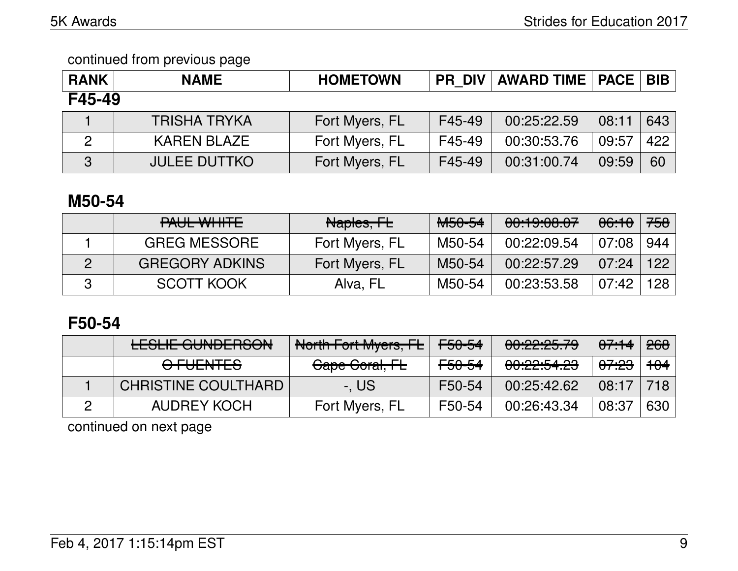continued from previous page

| RANK | NAME | HOMETOWN | PR_DIV | AWARD TIME | PACE | BIB |
|---|---|---|---|---|---|---|

### F45-49

| RANK | NAME | HOMETOWN | PR_DIV | AWARD TIME | PACE | BIB |
|---|---|---|---|---|---|---|
| 1 | TRISHA TRYKA | Fort Myers, FL | F45-49 | 00:25:22.59 | 08:11 | 643 |
| 2 | KAREN BLAZE | Fort Myers, FL | F45-49 | 00:30:53.76 | 09:57 | 422 |
| 3 | JULEE DUTTKO | Fort Myers, FL | F45-49 | 00:31:00.74 | 09:59 | 60 |

### M50-54

| RANK | NAME | HOMETOWN | PR_DIV | AWARD TIME | PACE | BIB |
|---|---|---|---|---|---|---|
| | ~~PAUL WHITE~~ | ~~Naples, FL~~ | ~~M50-54~~ | ~~00:19:08.07~~ | ~~06:10~~ | ~~758~~ |
| 1 | GREG MESSORE | Fort Myers, FL | M50-54 | 00:22:09.54 | 07:08 | 944 |
| 2 | GREGORY ADKINS | Fort Myers, FL | M50-54 | 00:22:57.29 | 07:24 | 122 |
| 3 | SCOTT KOOK | Alva, FL | M50-54 | 00:23:53.58 | 07:42 | 128 |

### F50-54

| RANK | NAME | HOMETOWN | PR_DIV | AWARD TIME | PACE | BIB |
|---|---|---|---|---|---|---|
| | ~~LESLIE GUNDERSON~~ | ~~North Fort Myers, FL~~ | ~~F50-54~~ | ~~00:22:25.79~~ | ~~07:14~~ | ~~268~~ |
| | ~~O FUENTES~~ | ~~Cape Coral, FL~~ | ~~F50-54~~ | ~~00:22:54.23~~ | ~~07:23~~ | ~~104~~ |
| 1 | CHRISTINE COULTHARD | -, US | F50-54 | 00:25:42.62 | 08:17 | 718 |
| 2 | AUDREY KOCH | Fort Myers, FL | F50-54 | 00:26:43.34 | 08:37 | 630 |

continued on next page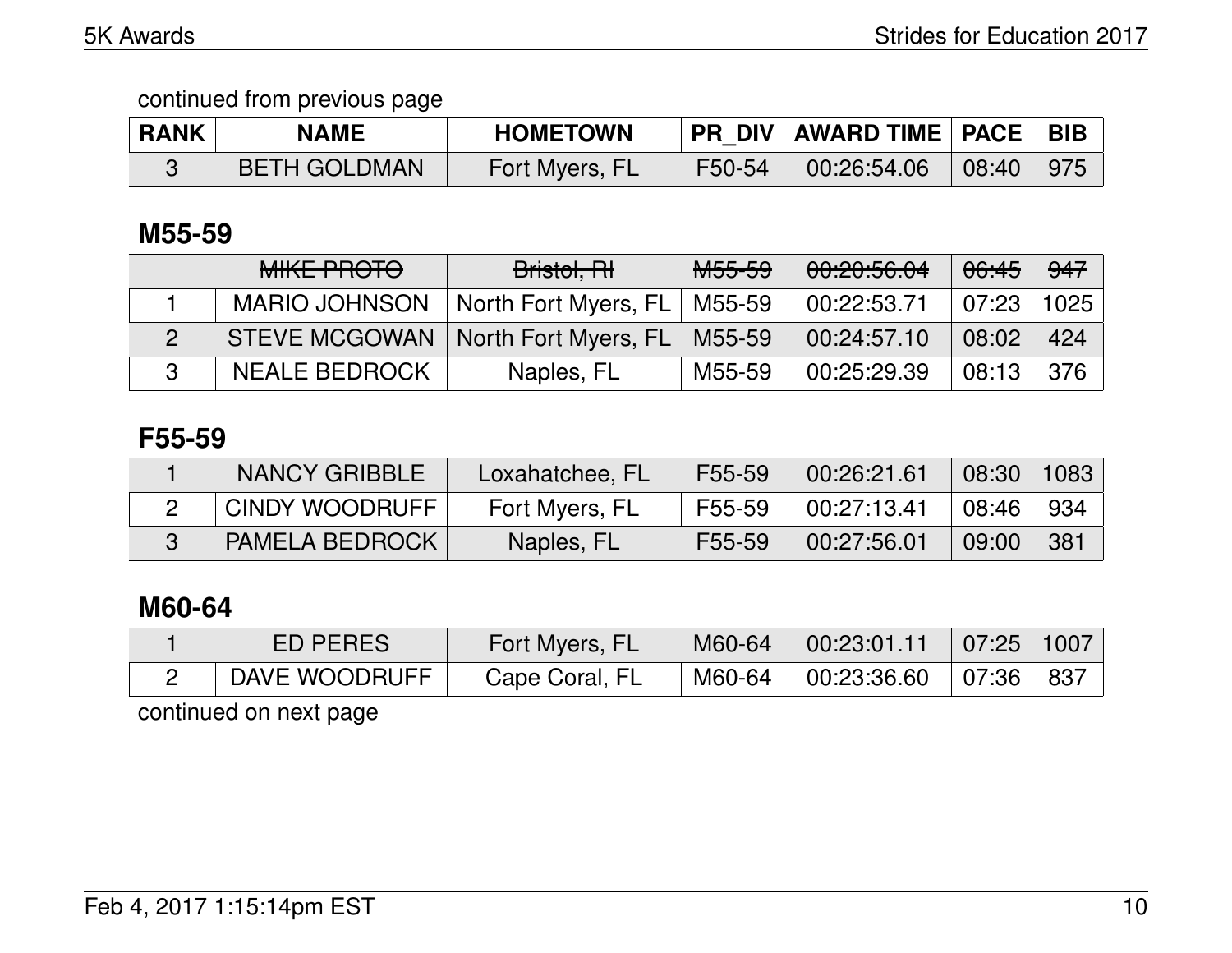continued from previous page

| RANK | NAME | HOMETOWN | PR_DIV | AWARD TIME | PACE | BIB |
|---|---|---|---|---|---|---|
| 3 | BETH GOLDMAN | Fort Myers, FL | F50-54 | 00:26:54.06 | 08:40 | 975 |

## M55-59

| RANK | NAME | HOMETOWN | PR_DIV | AWARD TIME | PACE | BIB |
|---|---|---|---|---|---|---|
|  | ~~MIKE PROTO~~ | ~~Bristol, RI~~ | ~~M55-59~~ | ~~00:20:56.04~~ | ~~06:45~~ | ~~947~~ |
| 1 | MARIO JOHNSON | North Fort Myers, FL | M55-59 | 00:22:53.71 | 07:23 | 1025 |
| 2 | STEVE MCGOWAN | North Fort Myers, FL | M55-59 | 00:24:57.10 | 08:02 | 424 |
| 3 | NEALE BEDROCK | Naples, FL | M55-59 | 00:25:29.39 | 08:13 | 376 |

## F55-59

| RANK | NAME | HOMETOWN | PR_DIV | AWARD TIME | PACE | BIB |
|---|---|---|---|---|---|---|
| 1 | NANCY GRIBBLE | Loxahatchee, FL | F55-59 | 00:26:21.61 | 08:30 | 1083 |
| 2 | CINDY WOODRUFF | Fort Myers, FL | F55-59 | 00:27:13.41 | 08:46 | 934 |
| 3 | PAMELA BEDROCK | Naples, FL | F55-59 | 00:27:56.01 | 09:00 | 381 |

## M60-64

| RANK | NAME | HOMETOWN | PR_DIV | AWARD TIME | PACE | BIB |
|---|---|---|---|---|---|---|
| 1 | ED PERES | Fort Myers, FL | M60-64 | 00:23:01.11 | 07:25 | 1007 |
| 2 | DAVE WOODRUFF | Cape Coral, FL | M60-64 | 00:23:36.60 | 07:36 | 837 |

continued on next page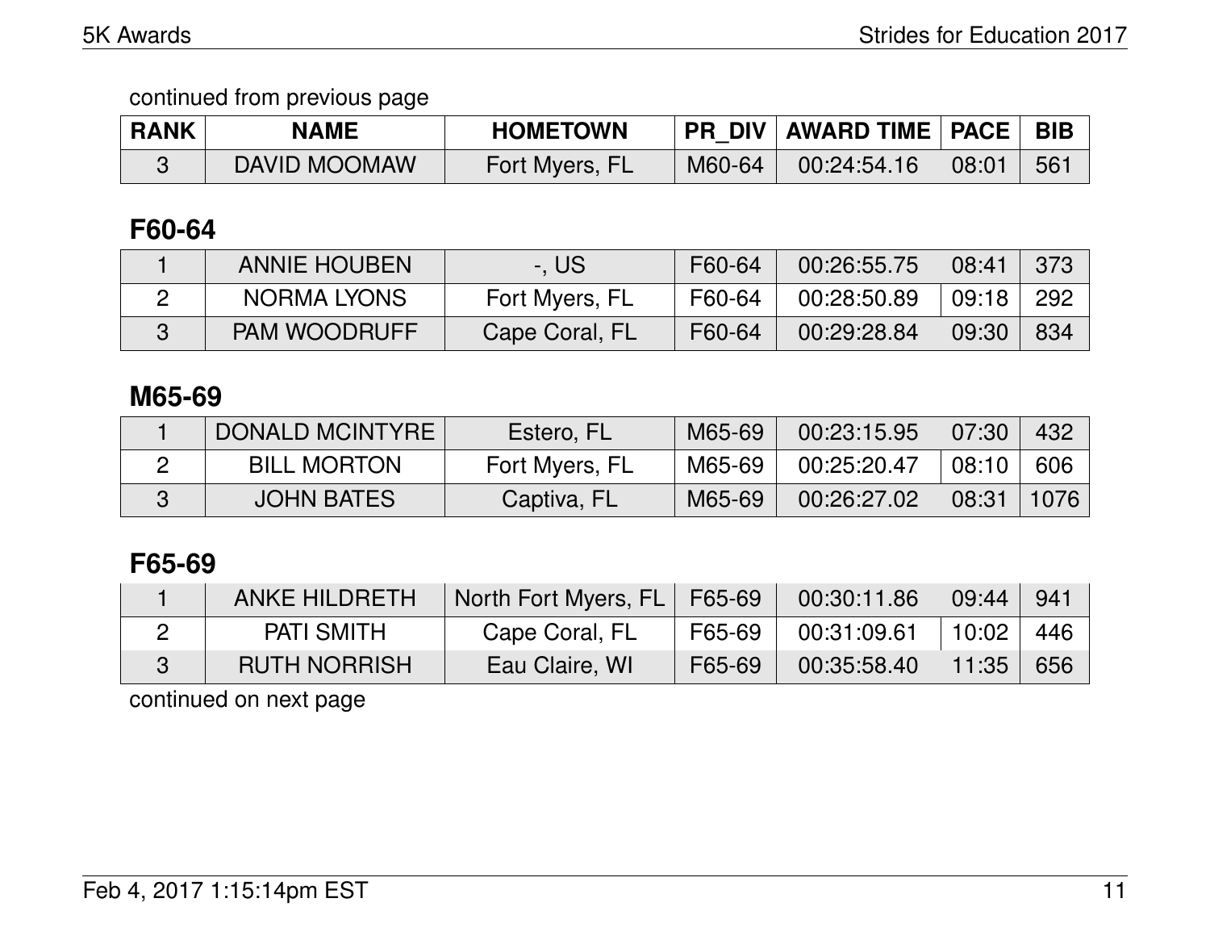continued from previous page

| RANK | NAME | HOMETOWN | PR_DIV | AWARD TIME | PACE | BIB |
|---|---|---|---|---|---|---|
| 3 | DAVID MOOMAW | Fort Myers, FL | M60-64 | 00:24:54.16 | 08:01 | 561 |

## F60-64

| RANK | NAME | HOMETOWN | PR_DIV | AWARD TIME | PACE | BIB |
|---|---|---|---|---|---|---|
| 1 | ANNIE HOUBEN | -, US | F60-64 | 00:26:55.75 | 08:41 | 373 |
| 2 | NORMA LYONS | Fort Myers, FL | F60-64 | 00:28:50.89 | 09:18 | 292 |
| 3 | PAM WOODRUFF | Cape Coral, FL | F60-64 | 00:29:28.84 | 09:30 | 834 |

## M65-69

| RANK | NAME | HOMETOWN | PR_DIV | AWARD TIME | PACE | BIB |
|---|---|---|---|---|---|---|
| 1 | DONALD MCINTYRE | Estero, FL | M65-69 | 00:23:15.95 | 07:30 | 432 |
| 2 | BILL MORTON | Fort Myers, FL | M65-69 | 00:25:20.47 | 08:10 | 606 |
| 3 | JOHN BATES | Captiva, FL | M65-69 | 00:26:27.02 | 08:31 | 1076 |

## F65-69

| RANK | NAME | HOMETOWN | PR_DIV | AWARD TIME | PACE | BIB |
|---|---|---|---|---|---|---|
| 1 | ANKE HILDRETH | North Fort Myers, FL | F65-69 | 00:30:11.86 | 09:44 | 941 |
| 2 | PATI SMITH | Cape Coral, FL | F65-69 | 00:31:09.61 | 10:02 | 446 |
| 3 | RUTH NORRISH | Eau Claire, WI | F65-69 | 00:35:58.40 | 11:35 | 656 |

continued on next page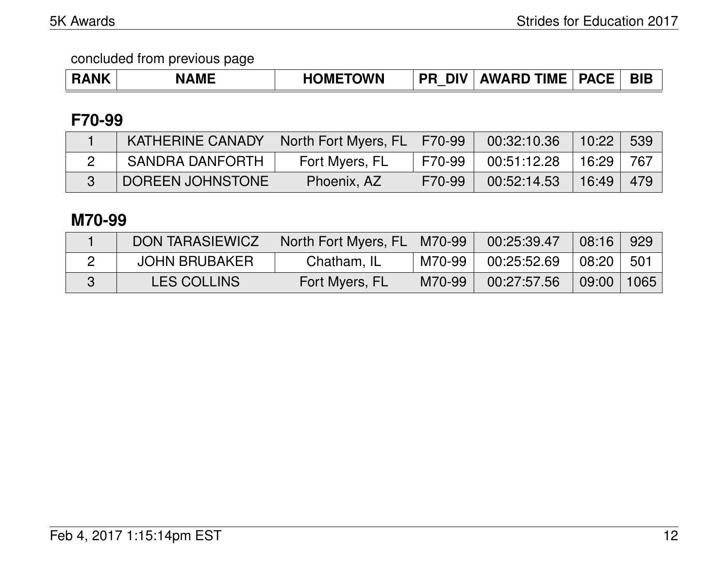concluded from previous page

| RANK | NAME | HOMETOWN | PR_DIV | AWARD TIME | PACE | BIB |
|---|---|---|---|---|---|---|

## F70-99

| RANK | NAME | HOMETOWN | PR_DIV | AWARD TIME | PACE | BIB |
|---|---|---|---|---|---|---|
| 1 | KATHERINE CANADY | North Fort Myers, FL | F70-99 | 00:32:10.36 | 10:22 | 539 |
| 2 | SANDRA DANFORTH | Fort Myers, FL | F70-99 | 00:51:12.28 | 16:29 | 767 |
| 3 | DOREEN JOHNSTONE | Phoenix, AZ | F70-99 | 00:52:14.53 | 16:49 | 479 |

## M70-99

| RANK | NAME | HOMETOWN | PR_DIV | AWARD TIME | PACE | BIB |
|---|---|---|---|---|---|---|
| 1 | DON TARASIEWICZ | North Fort Myers, FL | M70-99 | 00:25:39.47 | 08:16 | 929 |
| 2 | JOHN BRUBAKER | Chatham, IL | M70-99 | 00:25:52.69 | 08:20 | 501 |
| 3 | LES COLLINS | Fort Myers, FL | M70-99 | 00:27:57.56 | 09:00 | 1065 |